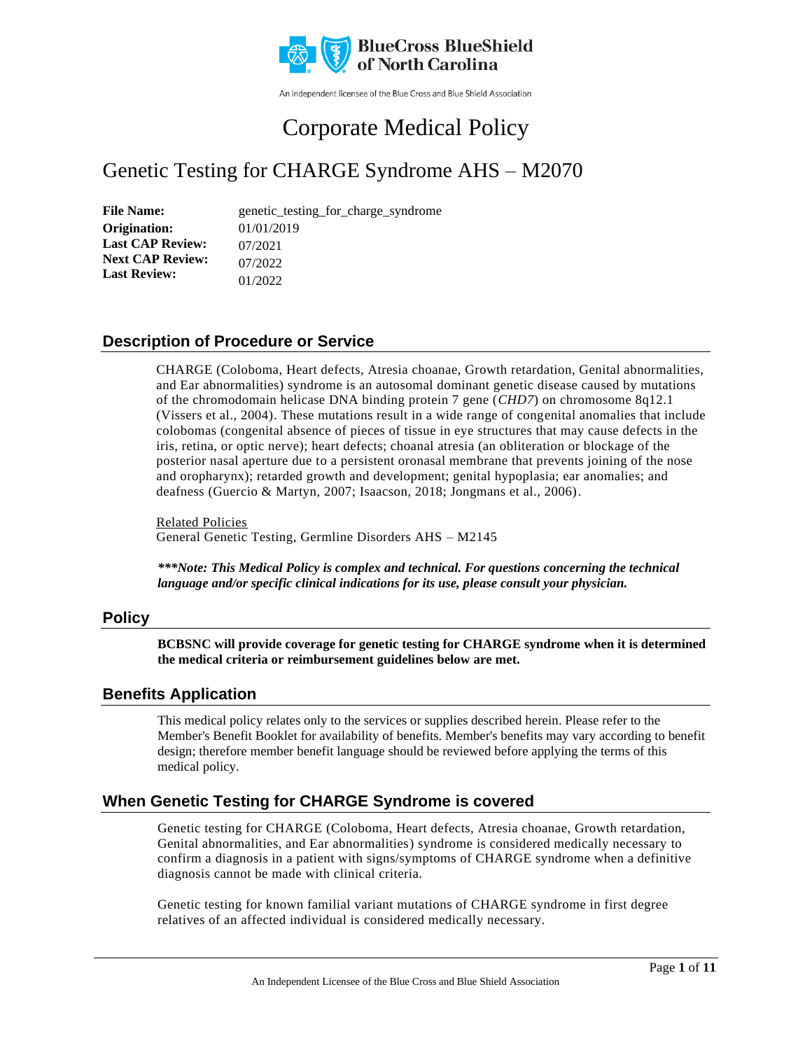BlueCross BlueShield of North Carolina

An independent licensee of the Blue Cross and Blue Shield Association

# Corporate Medical Policy

# Genetic Testing for CHARGE Syndrome AHS – M2070

| | |
|---|---|
| **File Name:** | genetic_testing_for_charge_syndrome |
| **Origination:** | 01/01/2019 |
| **Last CAP Review:** | 07/2021 |
| **Next CAP Review:** | 07/2022 |
| **Last Review:** | 01/2022 |

## Description of Procedure or Service

CHARGE (Coloboma, Heart defects, Atresia choanae, Growth retardation, Genital abnormalities, and Ear abnormalities) syndrome is an autosomal dominant genetic disease caused by mutations of the chromodomain helicase DNA binding protein 7 gene (*CHD7*) on chromosome 8q12.1 (Vissers et al., 2004). These mutations result in a wide range of congenital anomalies that include colobomas (congenital absence of pieces of tissue in eye structures that may cause defects in the iris, retina, or optic nerve); heart defects; choanal atresia (an obliteration or blockage of the posterior nasal aperture due to a persistent oronasal membrane that prevents joining of the nose and oropharynx); retarded growth and development; genital hypoplasia; ear anomalies; and deafness (Guercio & Martyn, 2007; Isaacson, 2018; Jongmans et al., 2006).

Related Policies
General Genetic Testing, Germline Disorders AHS – M2145

***\*\*\*Note: This Medical Policy is complex and technical. For questions concerning the technical language and/or specific clinical indications for its use, please consult your physician.***

## Policy

**BCBSNC will provide coverage for genetic testing for CHARGE syndrome when it is determined the medical criteria or reimbursement guidelines below are met.**

## Benefits Application

This medical policy relates only to the services or supplies described herein. Please refer to the Member's Benefit Booklet for availability of benefits. Member's benefits may vary according to benefit design; therefore member benefit language should be reviewed before applying the terms of this medical policy.

## When Genetic Testing for CHARGE Syndrome is covered

Genetic testing for CHARGE (Coloboma, Heart defects, Atresia choanae, Growth retardation, Genital abnormalities, and Ear abnormalities) syndrome is considered medically necessary to confirm a diagnosis in a patient with signs/symptoms of CHARGE syndrome when a definitive diagnosis cannot be made with clinical criteria.

Genetic testing for known familial variant mutations of CHARGE syndrome in first degree relatives of an affected individual is considered medically necessary.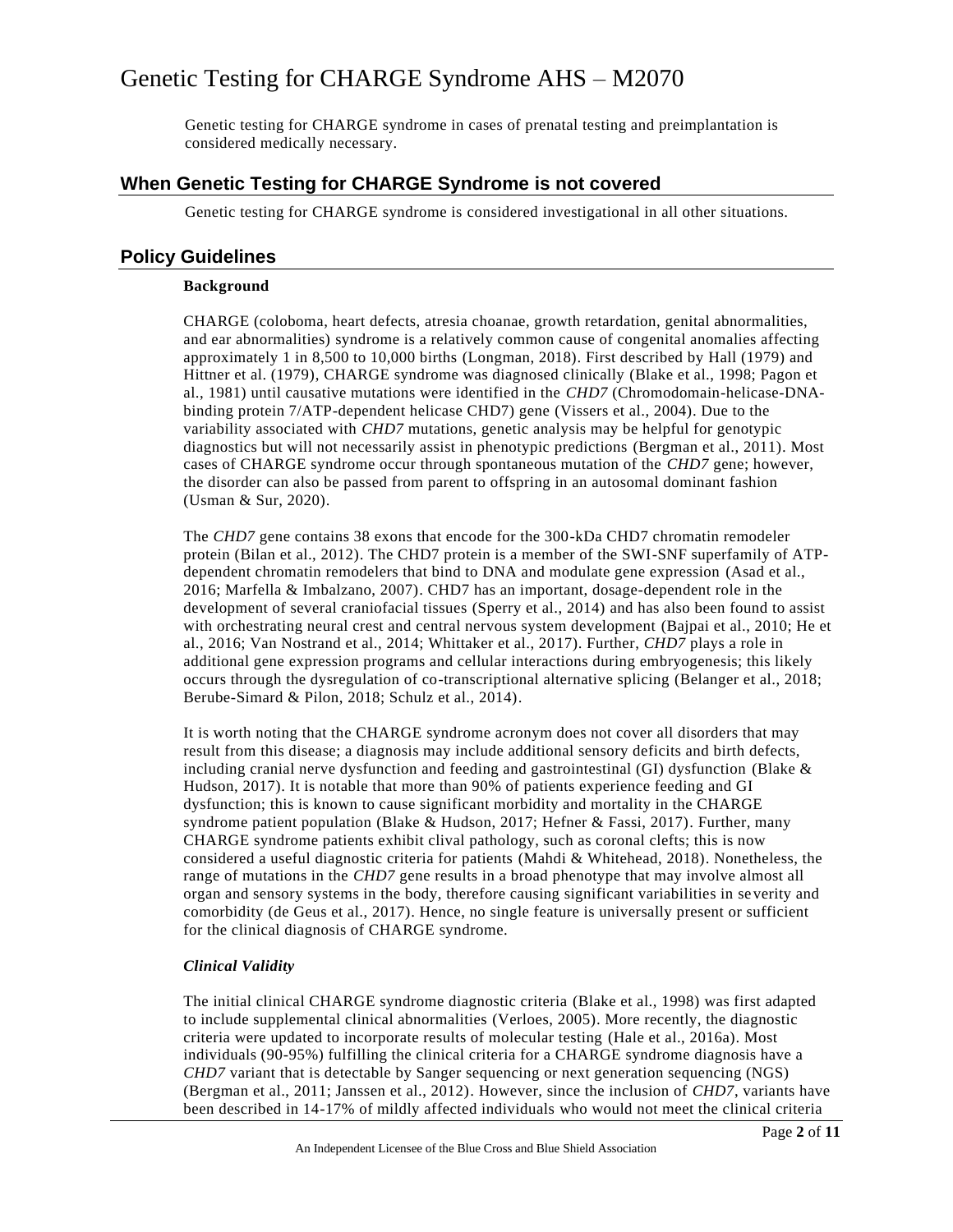Genetic testing for CHARGE syndrome in cases of prenatal testing and preimplantation is considered medically necessary.

## When Genetic Testing for CHARGE Syndrome is not covered

Genetic testing for CHARGE syndrome is considered investigational in all other situations.

## Policy Guidelines

**Background**

CHARGE (coloboma, heart defects, atresia choanae, growth retardation, genital abnormalities, and ear abnormalities) syndrome is a relatively common cause of congenital anomalies affecting approximately 1 in 8,500 to 10,000 births (Longman, 2018). First described by Hall (1979) and Hittner et al. (1979), CHARGE syndrome was diagnosed clinically (Blake et al., 1998; Pagon et al., 1981) until causative mutations were identified in the *CHD7* (Chromodomain-helicase-DNA-binding protein 7/ATP-dependent helicase CHD7) gene (Vissers et al., 2004). Due to the variability associated with *CHD7* mutations, genetic analysis may be helpful for genotypic diagnostics but will not necessarily assist in phenotypic predictions (Bergman et al., 2011). Most cases of CHARGE syndrome occur through spontaneous mutation of the *CHD7* gene; however, the disorder can also be passed from parent to offspring in an autosomal dominant fashion (Usman & Sur, 2020).

The *CHD7* gene contains 38 exons that encode for the 300-kDa CHD7 chromatin remodeler protein (Bilan et al., 2012). The CHD7 protein is a member of the SWI-SNF superfamily of ATP-dependent chromatin remodelers that bind to DNA and modulate gene expression (Asad et al., 2016; Marfella & Imbalzano, 2007). CHD7 has an important, dosage-dependent role in the development of several craniofacial tissues (Sperry et al., 2014) and has also been found to assist with orchestrating neural crest and central nervous system development (Bajpai et al., 2010; He et al., 2016; Van Nostrand et al., 2014; Whittaker et al., 2017). Further, *CHD7* plays a role in additional gene expression programs and cellular interactions during embryogenesis; this likely occurs through the dysregulation of co-transcriptional alternative splicing (Belanger et al., 2018; Berube-Simard & Pilon, 2018; Schulz et al., 2014).

It is worth noting that the CHARGE syndrome acronym does not cover all disorders that may result from this disease; a diagnosis may include additional sensory deficits and birth defects, including cranial nerve dysfunction and feeding and gastrointestinal (GI) dysfunction (Blake & Hudson, 2017). It is notable that more than 90% of patients experience feeding and GI dysfunction; this is known to cause significant morbidity and mortality in the CHARGE syndrome patient population (Blake & Hudson, 2017; Hefner & Fassi, 2017). Further, many CHARGE syndrome patients exhibit clival pathology, such as coronal clefts; this is now considered a useful diagnostic criteria for patients (Mahdi & Whitehead, 2018). Nonetheless, the range of mutations in the *CHD7* gene results in a broad phenotype that may involve almost all organ and sensory systems in the body, therefore causing significant variabilities in severity and comorbidity (de Geus et al., 2017). Hence, no single feature is universally present or sufficient for the clinical diagnosis of CHARGE syndrome.

***Clinical Validity***

The initial clinical CHARGE syndrome diagnostic criteria (Blake et al., 1998) was first adapted to include supplemental clinical abnormalities (Verloes, 2005). More recently, the diagnostic criteria were updated to incorporate results of molecular testing (Hale et al., 2016a). Most individuals (90-95%) fulfilling the clinical criteria for a CHARGE syndrome diagnosis have a *CHD7* variant that is detectable by Sanger sequencing or next generation sequencing (NGS) (Bergman et al., 2011; Janssen et al., 2012). However, since the inclusion of *CHD7*, variants have been described in 14-17% of mildly affected individuals who would not meet the clinical criteria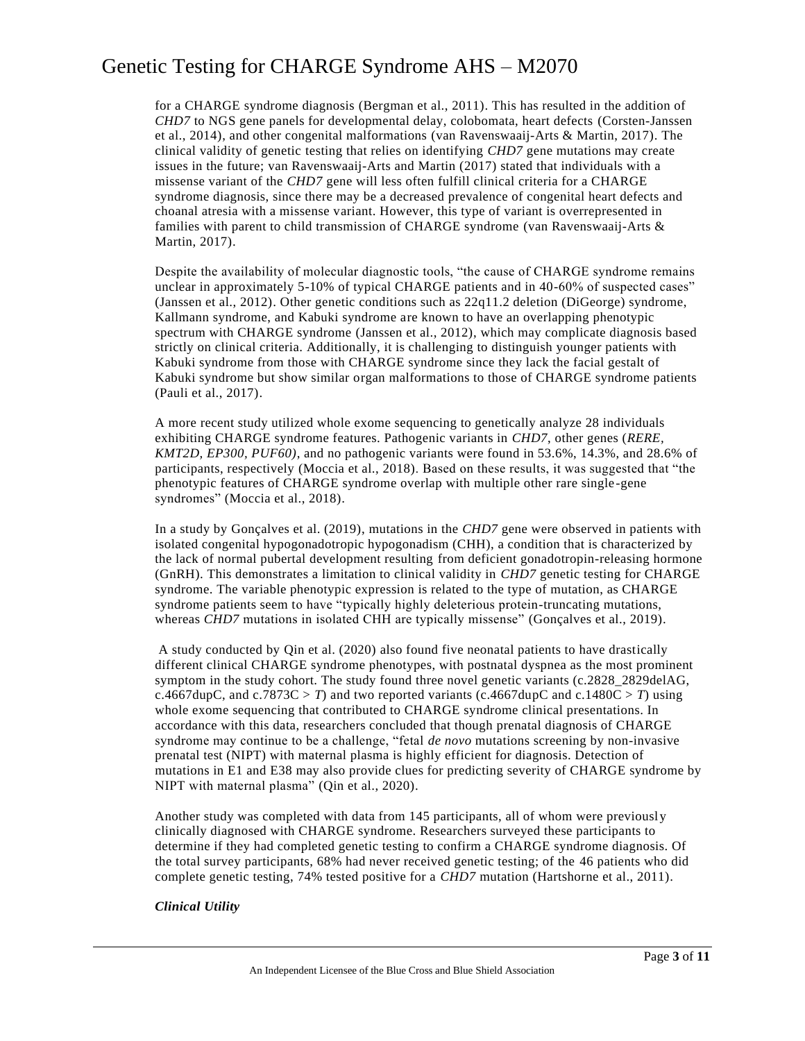for a CHARGE syndrome diagnosis (Bergman et al., 2011). This has resulted in the addition of *CHD7* to NGS gene panels for developmental delay, colobomata, heart defects (Corsten-Janssen et al., 2014), and other congenital malformations (van Ravenswaaij-Arts & Martin, 2017). The clinical validity of genetic testing that relies on identifying *CHD7* gene mutations may create issues in the future; van Ravenswaaij-Arts and Martin (2017) stated that individuals with a missense variant of the *CHD7* gene will less often fulfill clinical criteria for a CHARGE syndrome diagnosis, since there may be a decreased prevalence of congenital heart defects and choanal atresia with a missense variant. However, this type of variant is overrepresented in families with parent to child transmission of CHARGE syndrome (van Ravenswaaij-Arts & Martin, 2017).

Despite the availability of molecular diagnostic tools, "the cause of CHARGE syndrome remains unclear in approximately 5-10% of typical CHARGE patients and in 40-60% of suspected cases" (Janssen et al., 2012). Other genetic conditions such as 22q11.2 deletion (DiGeorge) syndrome, Kallmann syndrome, and Kabuki syndrome are known to have an overlapping phenotypic spectrum with CHARGE syndrome (Janssen et al., 2012), which may complicate diagnosis based strictly on clinical criteria. Additionally, it is challenging to distinguish younger patients with Kabuki syndrome from those with CHARGE syndrome since they lack the facial gestalt of Kabuki syndrome but show similar organ malformations to those of CHARGE syndrome patients (Pauli et al., 2017).

A more recent study utilized whole exome sequencing to genetically analyze 28 individuals exhibiting CHARGE syndrome features. Pathogenic variants in *CHD7*, other genes (*RERE, KMT2D, EP300, PUF60)*, and no pathogenic variants were found in 53.6%, 14.3%, and 28.6% of participants, respectively (Moccia et al., 2018). Based on these results, it was suggested that "the phenotypic features of CHARGE syndrome overlap with multiple other rare single-gene syndromes" (Moccia et al., 2018).

In a study by Gonçalves et al. (2019), mutations in the *CHD7* gene were observed in patients with isolated congenital hypogonadotropic hypogonadism (CHH), a condition that is characterized by the lack of normal pubertal development resulting from deficient gonadotropin-releasing hormone (GnRH). This demonstrates a limitation to clinical validity in *CHD7* genetic testing for CHARGE syndrome. The variable phenotypic expression is related to the type of mutation, as CHARGE syndrome patients seem to have "typically highly deleterious protein-truncating mutations, whereas *CHD7* mutations in isolated CHH are typically missense" (Gonçalves et al., 2019).

A study conducted by Qin et al. (2020) also found five neonatal patients to have drastically different clinical CHARGE syndrome phenotypes, with postnatal dyspnea as the most prominent symptom in the study cohort. The study found three novel genetic variants (c.2828_2829delAG, c.4667dupC, and c.7873C > *T*) and two reported variants (c.4667dupC and c.1480C > *T*) using whole exome sequencing that contributed to CHARGE syndrome clinical presentations. In accordance with this data, researchers concluded that though prenatal diagnosis of CHARGE syndrome may continue to be a challenge, "fetal *de novo* mutations screening by non-invasive prenatal test (NIPT) with maternal plasma is highly efficient for diagnosis. Detection of mutations in E1 and E38 may also provide clues for predicting severity of CHARGE syndrome by NIPT with maternal plasma" (Qin et al., 2020).

Another study was completed with data from 145 participants, all of whom were previously clinically diagnosed with CHARGE syndrome. Researchers surveyed these participants to determine if they had completed genetic testing to confirm a CHARGE syndrome diagnosis. Of the total survey participants, 68% had never received genetic testing; of the 46 patients who did complete genetic testing, 74% tested positive for a *CHD7* mutation (Hartshorne et al., 2011).

***Clinical Utility***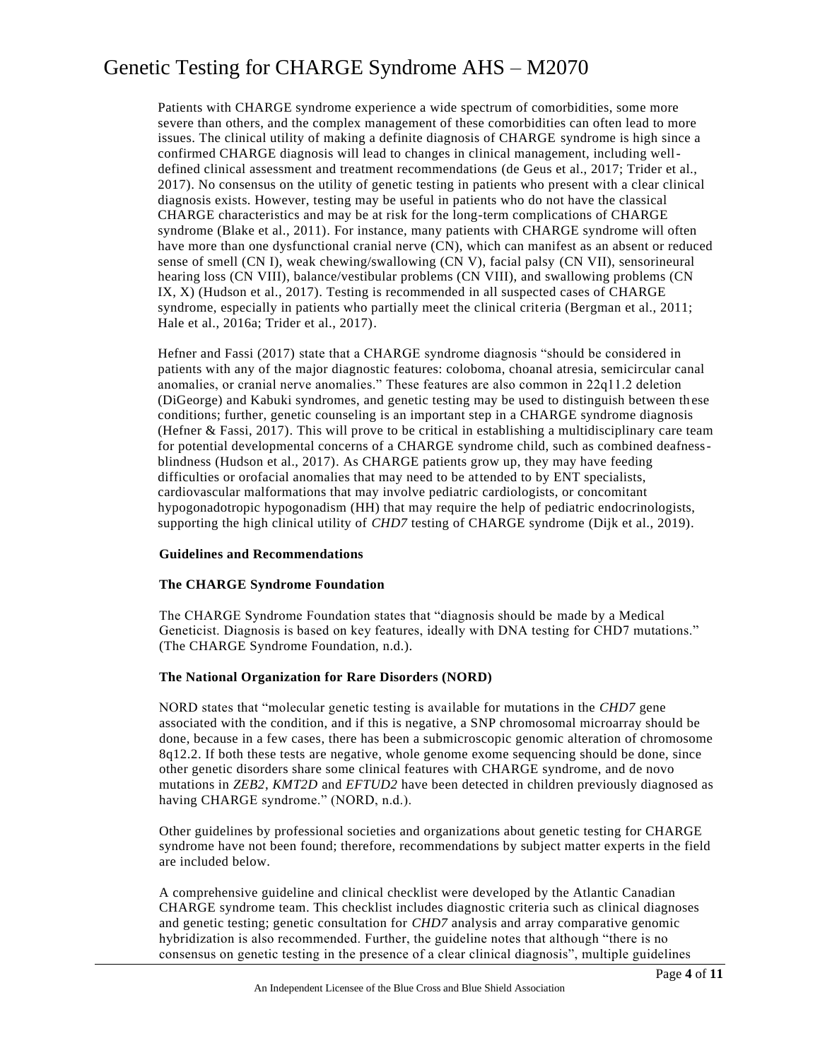Patients with CHARGE syndrome experience a wide spectrum of comorbidities, some more severe than others, and the complex management of these comorbidities can often lead to more issues. The clinical utility of making a definite diagnosis of CHARGE syndrome is high since a confirmed CHARGE diagnosis will lead to changes in clinical management, including well-defined clinical assessment and treatment recommendations (de Geus et al., 2017; Trider et al., 2017). No consensus on the utility of genetic testing in patients who present with a clear clinical diagnosis exists. However, testing may be useful in patients who do not have the classical CHARGE characteristics and may be at risk for the long-term complications of CHARGE syndrome (Blake et al., 2011). For instance, many patients with CHARGE syndrome will often have more than one dysfunctional cranial nerve (CN), which can manifest as an absent or reduced sense of smell (CN I), weak chewing/swallowing (CN V), facial palsy (CN VII), sensorineural hearing loss (CN VIII), balance/vestibular problems (CN VIII), and swallowing problems (CN IX, X) (Hudson et al., 2017). Testing is recommended in all suspected cases of CHARGE syndrome, especially in patients who partially meet the clinical criteria (Bergman et al., 2011; Hale et al., 2016a; Trider et al., 2017).

Hefner and Fassi (2017) state that a CHARGE syndrome diagnosis "should be considered in patients with any of the major diagnostic features: coloboma, choanal atresia, semicircular canal anomalies, or cranial nerve anomalies." These features are also common in 22q11.2 deletion (DiGeorge) and Kabuki syndromes, and genetic testing may be used to distinguish between these conditions; further, genetic counseling is an important step in a CHARGE syndrome diagnosis (Hefner & Fassi, 2017). This will prove to be critical in establishing a multidisciplinary care team for potential developmental concerns of a CHARGE syndrome child, such as combined deafness-blindness (Hudson et al., 2017). As CHARGE patients grow up, they may have feeding difficulties or orofacial anomalies that may need to be attended to by ENT specialists, cardiovascular malformations that may involve pediatric cardiologists, or concomitant hypogonadotropic hypogonadism (HH) that may require the help of pediatric endocrinologists, supporting the high clinical utility of *CHD7* testing of CHARGE syndrome (Dijk et al., 2019).

**Guidelines and Recommendations**

**The CHARGE Syndrome Foundation**

The CHARGE Syndrome Foundation states that "diagnosis should be made by a Medical Geneticist. Diagnosis is based on key features, ideally with DNA testing for CHD7 mutations." (The CHARGE Syndrome Foundation, n.d.).

**The National Organization for Rare Disorders (NORD)**

NORD states that "molecular genetic testing is available for mutations in the *CHD7* gene associated with the condition, and if this is negative, a SNP chromosomal microarray should be done, because in a few cases, there has been a submicroscopic genomic alteration of chromosome 8q12.2. If both these tests are negative, whole genome exome sequencing should be done, since other genetic disorders share some clinical features with CHARGE syndrome, and de novo mutations in *ZEB2*, *KMT2D* and *EFTUD2* have been detected in children previously diagnosed as having CHARGE syndrome." (NORD, n.d.).

Other guidelines by professional societies and organizations about genetic testing for CHARGE syndrome have not been found; therefore, recommendations by subject matter experts in the field are included below.

A comprehensive guideline and clinical checklist were developed by the Atlantic Canadian CHARGE syndrome team. This checklist includes diagnostic criteria such as clinical diagnoses and genetic testing; genetic consultation for *CHD7* analysis and array comparative genomic hybridization is also recommended. Further, the guideline notes that although "there is no consensus on genetic testing in the presence of a clear clinical diagnosis", multiple guidelines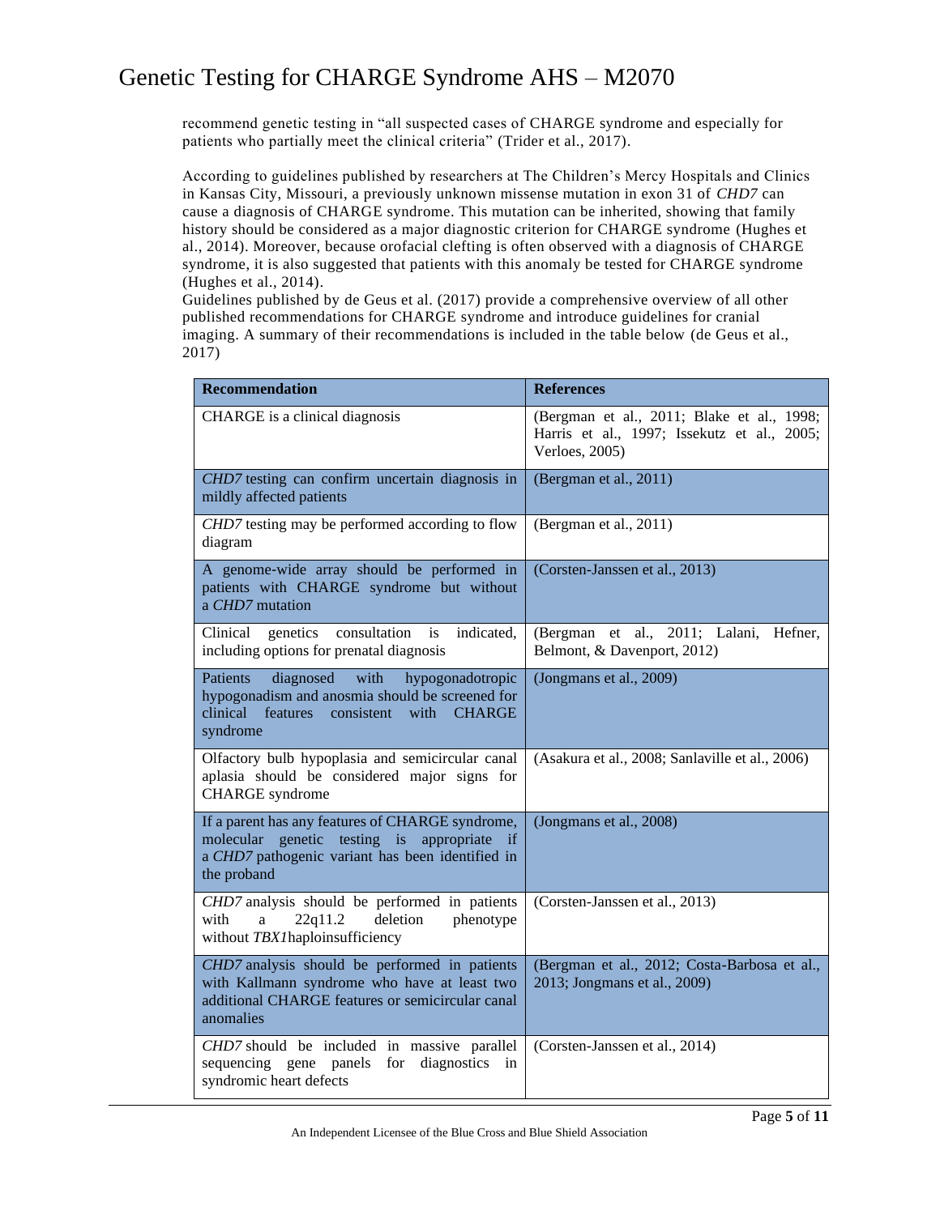recommend genetic testing in "all suspected cases of CHARGE syndrome and especially for patients who partially meet the clinical criteria" (Trider et al., 2017).

According to guidelines published by researchers at The Children's Mercy Hospitals and Clinics in Kansas City, Missouri, a previously unknown missense mutation in exon 31 of *CHD7* can cause a diagnosis of CHARGE syndrome. This mutation can be inherited, showing that family history should be considered as a major diagnostic criterion for CHARGE syndrome (Hughes et al., 2014). Moreover, because orofacial clefting is often observed with a diagnosis of CHARGE syndrome, it is also suggested that patients with this anomaly be tested for CHARGE syndrome (Hughes et al., 2014).
Guidelines published by de Geus et al. (2017) provide a comprehensive overview of all other published recommendations for CHARGE syndrome and introduce guidelines for cranial imaging. A summary of their recommendations is included in the table below (de Geus et al., 2017)

| Recommendation | References |
|---|---|
| CHARGE is a clinical diagnosis | (Bergman et al., 2011; Blake et al., 1998; Harris et al., 1997; Issekutz et al., 2005; Verloes, 2005) |
| *CHD7* testing can confirm uncertain diagnosis in mildly affected patients | (Bergman et al., 2011) |
| *CHD7* testing may be performed according to flow diagram | (Bergman et al., 2011) |
| A genome-wide array should be performed in patients with CHARGE syndrome but without a *CHD7* mutation | (Corsten-Janssen et al., 2013) |
| Clinical genetics consultation is indicated, including options for prenatal diagnosis | (Bergman et al., 2011; Lalani, Hefner, Belmont, & Davenport, 2012) |
| Patients diagnosed with hypogonadotropic hypogonadism and anosmia should be screened for clinical features consistent with CHARGE syndrome | (Jongmans et al., 2009) |
| Olfactory bulb hypoplasia and semicircular canal aplasia should be considered major signs for CHARGE syndrome | (Asakura et al., 2008; Sanlaville et al., 2006) |
| If a parent has any features of CHARGE syndrome, molecular genetic testing is appropriate if a *CHD7* pathogenic variant has been identified in the proband | (Jongmans et al., 2008) |
| *CHD7* analysis should be performed in patients with a 22q11.2 deletion phenotype without *TBX1* haploinsufficiency | (Corsten-Janssen et al., 2013) |
| *CHD7* analysis should be performed in patients with Kallmann syndrome who have at least two additional CHARGE features or semicircular canal anomalies | (Bergman et al., 2012; Costa-Barbosa et al., 2013; Jongmans et al., 2009) |
| *CHD7* should be included in massive parallel sequencing gene panels for diagnostics in syndromic heart defects | (Corsten-Janssen et al., 2014) |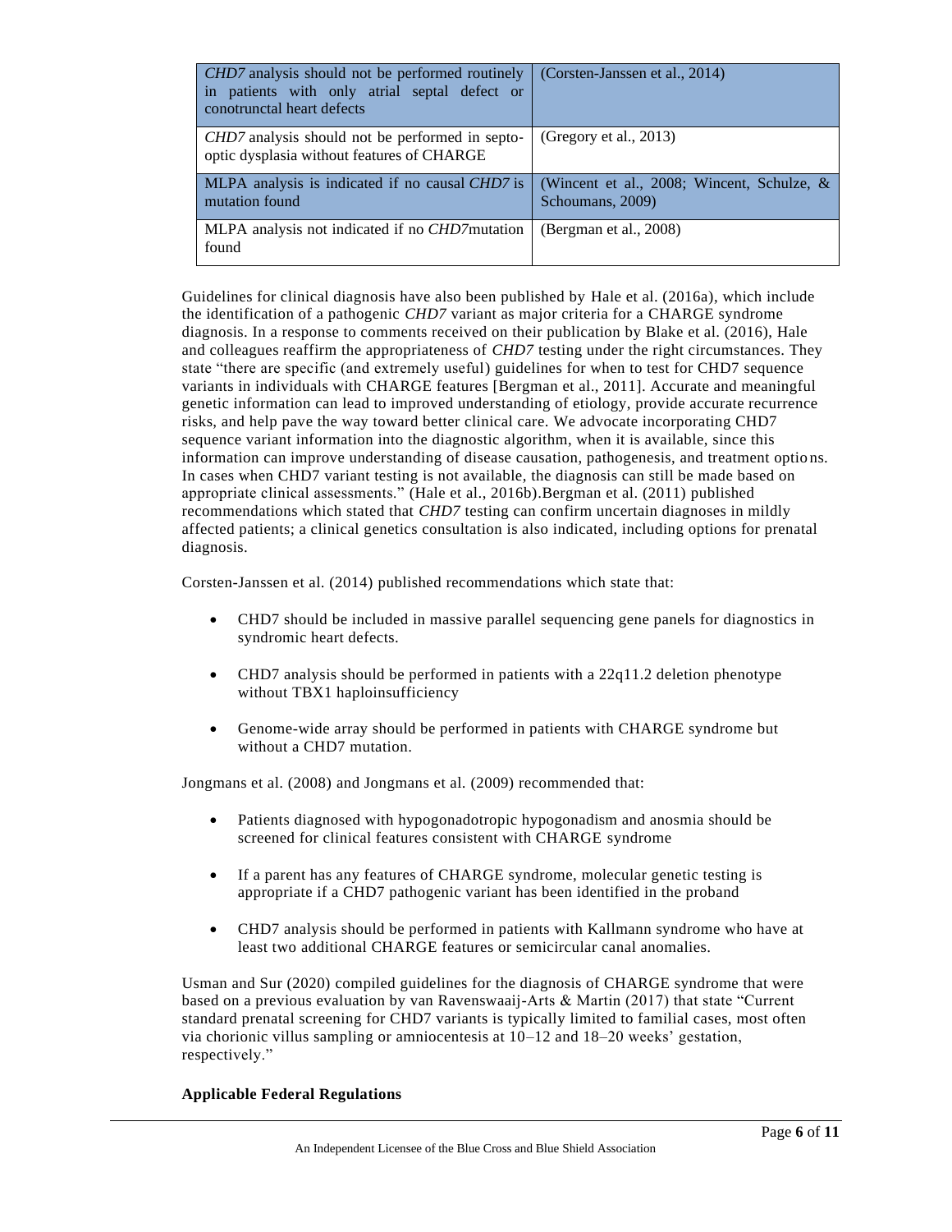| | |
|---|---|
| *CHD7* analysis should not be performed routinely in patients with only atrial septal defect or conotrunctal heart defects | (Corsten-Janssen et al., 2014) |
| *CHD7* analysis should not be performed in septo-optic dysplasia without features of CHARGE | (Gregory et al., 2013) |
| MLPA analysis is indicated if no causal *CHD7* is mutation found | (Wincent et al., 2008; Wincent, Schulze, & Schoumans, 2009) |
| MLPA analysis not indicated if no *CHD7*mutation found | (Bergman et al., 2008) |

Guidelines for clinical diagnosis have also been published by Hale et al. (2016a), which include the identification of a pathogenic *CHD7* variant as major criteria for a CHARGE syndrome diagnosis. In a response to comments received on their publication by Blake et al. (2016), Hale and colleagues reaffirm the appropriateness of *CHD7* testing under the right circumstances. They state "there are specific (and extremely useful) guidelines for when to test for CHD7 sequence variants in individuals with CHARGE features [Bergman et al., 2011]. Accurate and meaningful genetic information can lead to improved understanding of etiology, provide accurate recurrence risks, and help pave the way toward better clinical care. We advocate incorporating CHD7 sequence variant information into the diagnostic algorithm, when it is available, since this information can improve understanding of disease causation, pathogenesis, and treatment options. In cases when CHD7 variant testing is not available, the diagnosis can still be made based on appropriate clinical assessments." (Hale et al., 2016b).Bergman et al. (2011) published recommendations which stated that *CHD7* testing can confirm uncertain diagnoses in mildly affected patients; a clinical genetics consultation is also indicated, including options for prenatal diagnosis.

Corsten-Janssen et al. (2014) published recommendations which state that:

- CHD7 should be included in massive parallel sequencing gene panels for diagnostics in syndromic heart defects.
- CHD7 analysis should be performed in patients with a 22q11.2 deletion phenotype without TBX1 haploinsufficiency
- Genome-wide array should be performed in patients with CHARGE syndrome but without a CHD7 mutation.

Jongmans et al. (2008) and Jongmans et al. (2009) recommended that:

- Patients diagnosed with hypogonadotropic hypogonadism and anosmia should be screened for clinical features consistent with CHARGE syndrome
- If a parent has any features of CHARGE syndrome, molecular genetic testing is appropriate if a CHD7 pathogenic variant has been identified in the proband
- CHD7 analysis should be performed in patients with Kallmann syndrome who have at least two additional CHARGE features or semicircular canal anomalies.

Usman and Sur (2020) compiled guidelines for the diagnosis of CHARGE syndrome that were based on a previous evaluation by van Ravenswaaij-Arts & Martin (2017) that state "Current standard prenatal screening for CHD7 variants is typically limited to familial cases, most often via chorionic villus sampling or amniocentesis at 10–12 and 18–20 weeks' gestation, respectively."

**Applicable Federal Regulations**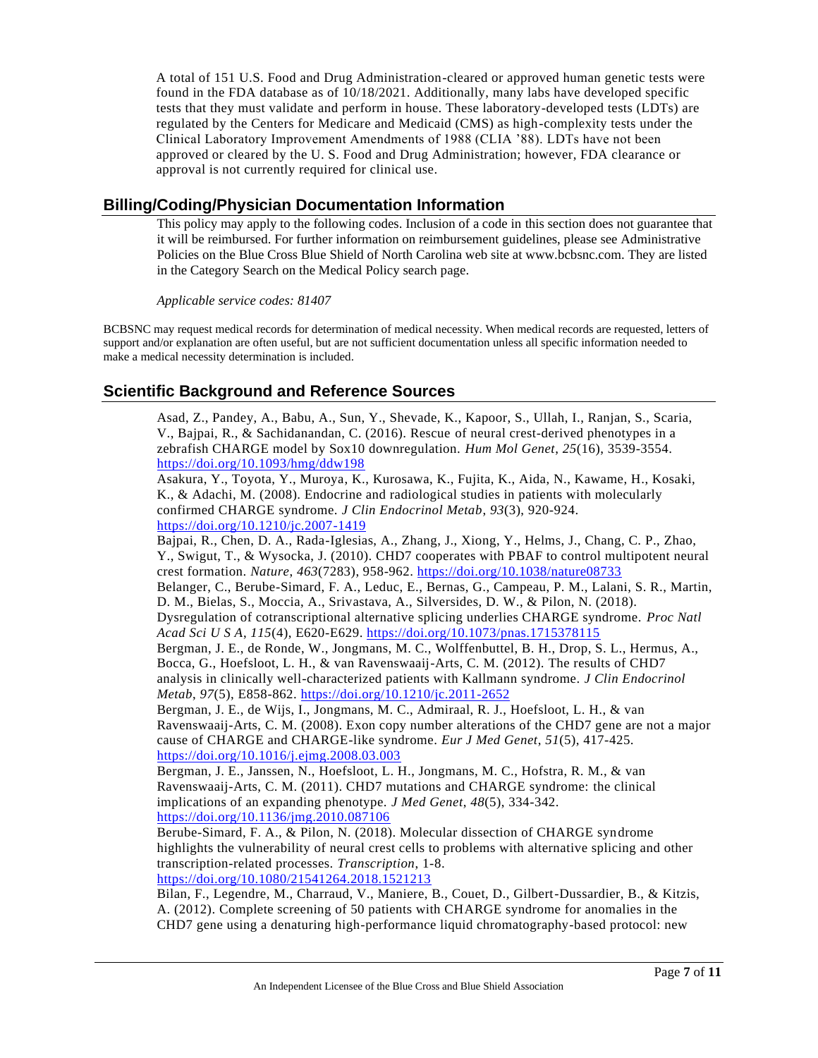A total of 151 U.S. Food and Drug Administration-cleared or approved human genetic tests were found in the FDA database as of 10/18/2021. Additionally, many labs have developed specific tests that they must validate and perform in house. These laboratory-developed tests (LDTs) are regulated by the Centers for Medicare and Medicaid (CMS) as high-complexity tests under the Clinical Laboratory Improvement Amendments of 1988 (CLIA '88). LDTs have not been approved or cleared by the U. S. Food and Drug Administration; however, FDA clearance or approval is not currently required for clinical use.

## Billing/Coding/Physician Documentation Information

This policy may apply to the following codes. Inclusion of a code in this section does not guarantee that it will be reimbursed. For further information on reimbursement guidelines, please see Administrative Policies on the Blue Cross Blue Shield of North Carolina web site at www.bcbsnc.com. They are listed in the Category Search on the Medical Policy search page.

*Applicable service codes: 81407*

BCBSNC may request medical records for determination of medical necessity. When medical records are requested, letters of support and/or explanation are often useful, but are not sufficient documentation unless all specific information needed to make a medical necessity determination is included.

## Scientific Background and Reference Sources

Asad, Z., Pandey, A., Babu, A., Sun, Y., Shevade, K., Kapoor, S., Ullah, I., Ranjan, S., Scaria, V., Bajpai, R., & Sachidanandan, C. (2016). Rescue of neural crest-derived phenotypes in a zebrafish CHARGE model by Sox10 downregulation. *Hum Mol Genet*, *25*(16), 3539-3554. https://doi.org/10.1093/hmg/ddw198

Asakura, Y., Toyota, Y., Muroya, K., Kurosawa, K., Fujita, K., Aida, N., Kawame, H., Kosaki, K., & Adachi, M. (2008). Endocrine and radiological studies in patients with molecularly confirmed CHARGE syndrome. *J Clin Endocrinol Metab*, *93*(3), 920-924. https://doi.org/10.1210/jc.2007-1419

Bajpai, R., Chen, D. A., Rada-Iglesias, A., Zhang, J., Xiong, Y., Helms, J., Chang, C. P., Zhao, Y., Swigut, T., & Wysocka, J. (2010). CHD7 cooperates with PBAF to control multipotent neural crest formation. *Nature*, *463*(7283), 958-962. https://doi.org/10.1038/nature08733

Belanger, C., Berube-Simard, F. A., Leduc, E., Bernas, G., Campeau, P. M., Lalani, S. R., Martin, D. M., Bielas, S., Moccia, A., Srivastava, A., Silversides, D. W., & Pilon, N. (2018). Dysregulation of cotranscriptional alternative splicing underlies CHARGE syndrome. *Proc Natl Acad Sci U S A*, *115*(4), E620-E629. https://doi.org/10.1073/pnas.1715378115

Bergman, J. E., de Ronde, W., Jongmans, M. C., Wolffenbuttel, B. H., Drop, S. L., Hermus, A., Bocca, G., Hoefsloot, L. H., & van Ravenswaaij-Arts, C. M. (2012). The results of CHD7 analysis in clinically well-characterized patients with Kallmann syndrome. *J Clin Endocrinol Metab*, *97*(5), E858-862. https://doi.org/10.1210/jc.2011-2652

Bergman, J. E., de Wijs, I., Jongmans, M. C., Admiraal, R. J., Hoefsloot, L. H., & van Ravenswaaij-Arts, C. M. (2008). Exon copy number alterations of the CHD7 gene are not a major cause of CHARGE and CHARGE-like syndrome. *Eur J Med Genet*, *51*(5), 417-425. https://doi.org/10.1016/j.ejmg.2008.03.003

Bergman, J. E., Janssen, N., Hoefsloot, L. H., Jongmans, M. C., Hofstra, R. M., & van Ravenswaaij-Arts, C. M. (2011). CHD7 mutations and CHARGE syndrome: the clinical implications of an expanding phenotype. *J Med Genet*, *48*(5), 334-342. https://doi.org/10.1136/jmg.2010.087106

Berube-Simard, F. A., & Pilon, N. (2018). Molecular dissection of CHARGE syndrome highlights the vulnerability of neural crest cells to problems with alternative splicing and other transcription-related processes. *Transcription*, 1-8. https://doi.org/10.1080/21541264.2018.1521213

Bilan, F., Legendre, M., Charraud, V., Maniere, B., Couet, D., Gilbert-Dussardier, B., & Kitzis, A. (2012). Complete screening of 50 patients with CHARGE syndrome for anomalies in the CHD7 gene using a denaturing high-performance liquid chromatography-based protocol: new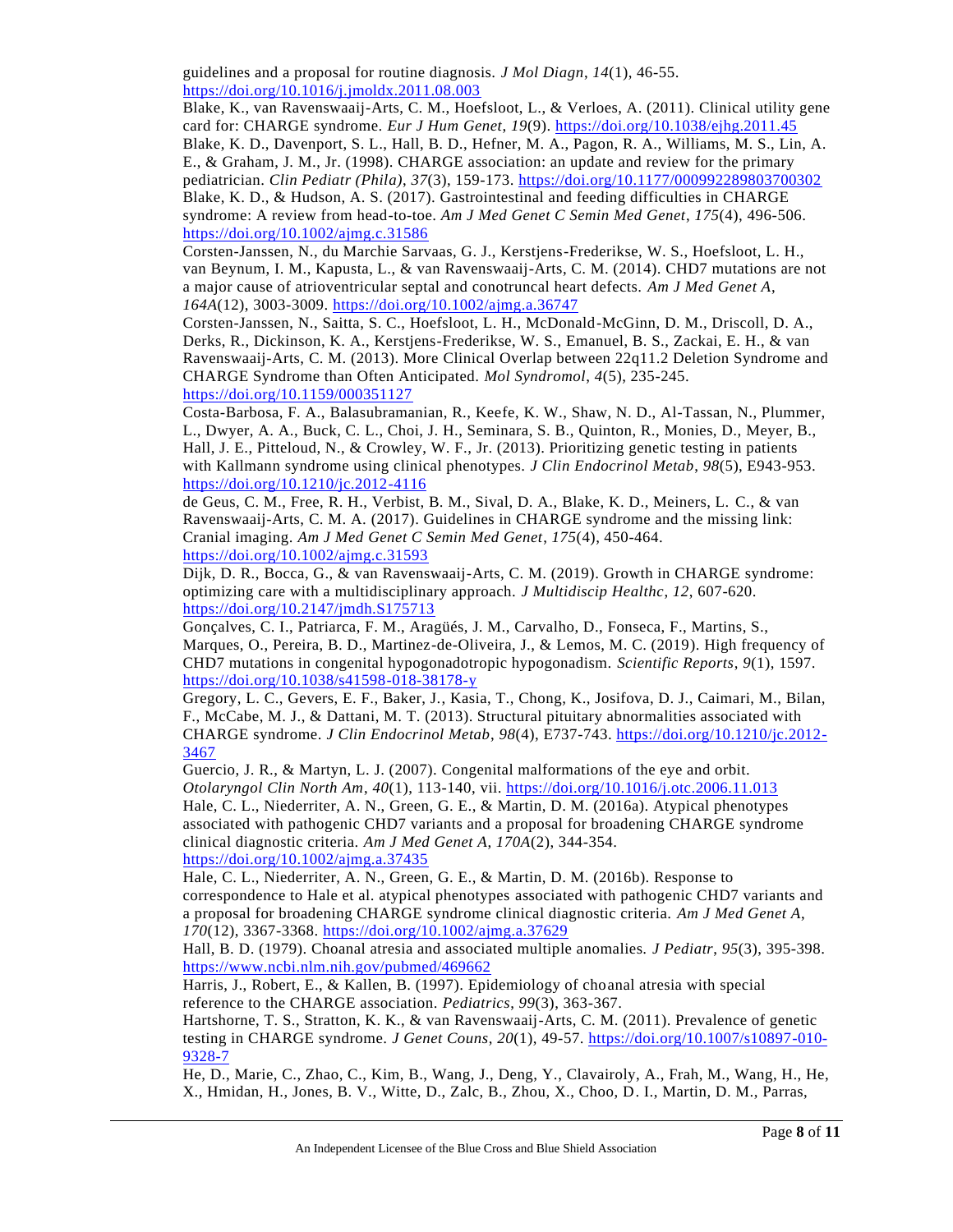guidelines and a proposal for routine diagnosis. *J Mol Diagn*, *14*(1), 46-55. https://doi.org/10.1016/j.jmoldx.2011.08.003

Blake, K., van Ravenswaaij-Arts, C. M., Hoefsloot, L., & Verloes, A. (2011). Clinical utility gene card for: CHARGE syndrome. *Eur J Hum Genet*, *19*(9). https://doi.org/10.1038/ejhg.2011.45

Blake, K. D., Davenport, S. L., Hall, B. D., Hefner, M. A., Pagon, R. A., Williams, M. S., Lin, A. E., & Graham, J. M., Jr. (1998). CHARGE association: an update and review for the primary pediatrician. *Clin Pediatr (Phila)*, *37*(3), 159-173. https://doi.org/10.1177/000992289803700302

Blake, K. D., & Hudson, A. S. (2017). Gastrointestinal and feeding difficulties in CHARGE syndrome: A review from head-to-toe. *Am J Med Genet C Semin Med Genet*, *175*(4), 496-506. https://doi.org/10.1002/ajmg.c.31586

Corsten-Janssen, N., du Marchie Sarvaas, G. J., Kerstjens-Frederikse, W. S., Hoefsloot, L. H., van Beynum, I. M., Kapusta, L., & van Ravenswaaij-Arts, C. M. (2014). CHD7 mutations are not a major cause of atrioventricular septal and conotruncal heart defects. *Am J Med Genet A*, *164A*(12), 3003-3009. https://doi.org/10.1002/ajmg.a.36747

Corsten-Janssen, N., Saitta, S. C., Hoefsloot, L. H., McDonald-McGinn, D. M., Driscoll, D. A., Derks, R., Dickinson, K. A., Kerstjens-Frederikse, W. S., Emanuel, B. S., Zackai, E. H., & van Ravenswaaij-Arts, C. M. (2013). More Clinical Overlap between 22q11.2 Deletion Syndrome and CHARGE Syndrome than Often Anticipated. *Mol Syndromol*, *4*(5), 235-245. https://doi.org/10.1159/000351127

Costa-Barbosa, F. A., Balasubramanian, R., Keefe, K. W., Shaw, N. D., Al-Tassan, N., Plummer, L., Dwyer, A. A., Buck, C. L., Choi, J. H., Seminara, S. B., Quinton, R., Monies, D., Meyer, B., Hall, J. E., Pitteloud, N., & Crowley, W. F., Jr. (2013). Prioritizing genetic testing in patients with Kallmann syndrome using clinical phenotypes. *J Clin Endocrinol Metab*, *98*(5), E943-953. https://doi.org/10.1210/jc.2012-4116

de Geus, C. M., Free, R. H., Verbist, B. M., Sival, D. A., Blake, K. D., Meiners, L. C., & van Ravenswaaij-Arts, C. M. A. (2017). Guidelines in CHARGE syndrome and the missing link: Cranial imaging. *Am J Med Genet C Semin Med Genet*, *175*(4), 450-464. https://doi.org/10.1002/ajmg.c.31593

Dijk, D. R., Bocca, G., & van Ravenswaaij-Arts, C. M. (2019). Growth in CHARGE syndrome: optimizing care with a multidisciplinary approach. *J Multidiscip Healthc*, *12*, 607-620. https://doi.org/10.2147/jmdh.S175713

Gonçalves, C. I., Patriarca, F. M., Aragüés, J. M., Carvalho, D., Fonseca, F., Martins, S., Marques, O., Pereira, B. D., Martinez-de-Oliveira, J., & Lemos, M. C. (2019). High frequency of CHD7 mutations in congenital hypogonadotropic hypogonadism. *Scientific Reports*, *9*(1), 1597. https://doi.org/10.1038/s41598-018-38178-y

Gregory, L. C., Gevers, E. F., Baker, J., Kasia, T., Chong, K., Josifova, D. J., Caimari, M., Bilan, F., McCabe, M. J., & Dattani, M. T. (2013). Structural pituitary abnormalities associated with CHARGE syndrome. *J Clin Endocrinol Metab*, *98*(4), E737-743. https://doi.org/10.1210/jc.2012-3467

Guercio, J. R., & Martyn, L. J. (2007). Congenital malformations of the eye and orbit. *Otolaryngol Clin North Am*, *40*(1), 113-140, vii. https://doi.org/10.1016/j.otc.2006.11.013

Hale, C. L., Niederriter, A. N., Green, G. E., & Martin, D. M. (2016a). Atypical phenotypes associated with pathogenic CHD7 variants and a proposal for broadening CHARGE syndrome clinical diagnostic criteria. *Am J Med Genet A*, *170A*(2), 344-354. https://doi.org/10.1002/ajmg.a.37435

Hale, C. L., Niederriter, A. N., Green, G. E., & Martin, D. M. (2016b). Response to correspondence to Hale et al. atypical phenotypes associated with pathogenic CHD7 variants and a proposal for broadening CHARGE syndrome clinical diagnostic criteria. *Am J Med Genet A*, *170*(12), 3367-3368. https://doi.org/10.1002/ajmg.a.37629

Hall, B. D. (1979). Choanal atresia and associated multiple anomalies. *J Pediatr*, *95*(3), 395-398. https://www.ncbi.nlm.nih.gov/pubmed/469662

Harris, J., Robert, E., & Kallen, B. (1997). Epidemiology of choanal atresia with special reference to the CHARGE association. *Pediatrics*, *99*(3), 363-367.

Hartshorne, T. S., Stratton, K. K., & van Ravenswaaij-Arts, C. M. (2011). Prevalence of genetic testing in CHARGE syndrome. *J Genet Couns*, *20*(1), 49-57. https://doi.org/10.1007/s10897-010-9328-7

He, D., Marie, C., Zhao, C., Kim, B., Wang, J., Deng, Y., Clavairoly, A., Frah, M., Wang, H., He, X., Hmidan, H., Jones, B. V., Witte, D., Zalc, B., Zhou, X., Choo, D. I., Martin, D. M., Parras,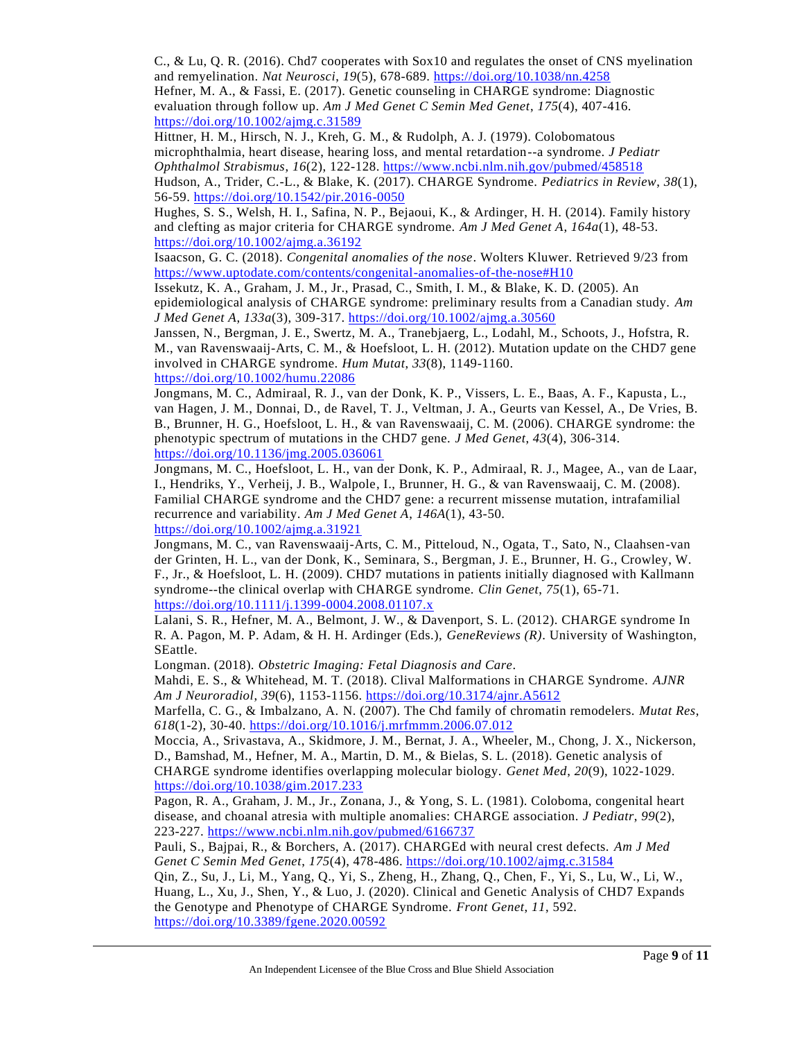C., & Lu, Q. R. (2016). Chd7 cooperates with Sox10 and regulates the onset of CNS myelination and remyelination. *Nat Neurosci*, *19*(5), 678-689. https://doi.org/10.1038/nn.4258

Hefner, M. A., & Fassi, E. (2017). Genetic counseling in CHARGE syndrome: Diagnostic evaluation through follow up. *Am J Med Genet C Semin Med Genet*, *175*(4), 407-416. https://doi.org/10.1002/ajmg.c.31589

Hittner, H. M., Hirsch, N. J., Kreh, G. M., & Rudolph, A. J. (1979). Colobomatous microphthalmia, heart disease, hearing loss, and mental retardation--a syndrome. *J Pediatr Ophthalmol Strabismus*, *16*(2), 122-128. https://www.ncbi.nlm.nih.gov/pubmed/458518

Hudson, A., Trider, C.-L., & Blake, K. (2017). CHARGE Syndrome. *Pediatrics in Review*, *38*(1), 56-59. https://doi.org/10.1542/pir.2016-0050

Hughes, S. S., Welsh, H. I., Safina, N. P., Bejaoui, K., & Ardinger, H. H. (2014). Family history and clefting as major criteria for CHARGE syndrome. *Am J Med Genet A*, *164a*(1), 48-53. https://doi.org/10.1002/ajmg.a.36192

Isaacson, G. C. (2018). *Congenital anomalies of the nose*. Wolters Kluwer. Retrieved 9/23 from https://www.uptodate.com/contents/congenital-anomalies-of-the-nose#H10

Issekutz, K. A., Graham, J. M., Jr., Prasad, C., Smith, I. M., & Blake, K. D. (2005). An epidemiological analysis of CHARGE syndrome: preliminary results from a Canadian study. *Am J Med Genet A*, *133a*(3), 309-317. https://doi.org/10.1002/ajmg.a.30560

Janssen, N., Bergman, J. E., Swertz, M. A., Tranebjaerg, L., Lodahl, M., Schoots, J., Hofstra, R. M., van Ravenswaaij-Arts, C. M., & Hoefsloot, L. H. (2012). Mutation update on the CHD7 gene involved in CHARGE syndrome. *Hum Mutat*, *33*(8), 1149-1160. https://doi.org/10.1002/humu.22086

Jongmans, M. C., Admiraal, R. J., van der Donk, K. P., Vissers, L. E., Baas, A. F., Kapusta, L., van Hagen, J. M., Donnai, D., de Ravel, T. J., Veltman, J. A., Geurts van Kessel, A., De Vries, B. B., Brunner, H. G., Hoefsloot, L. H., & van Ravenswaaij, C. M. (2006). CHARGE syndrome: the phenotypic spectrum of mutations in the CHD7 gene. *J Med Genet*, *43*(4), 306-314. https://doi.org/10.1136/jmg.2005.036061

Jongmans, M. C., Hoefsloot, L. H., van der Donk, K. P., Admiraal, R. J., Magee, A., van de Laar, I., Hendriks, Y., Verheij, J. B., Walpole, I., Brunner, H. G., & van Ravenswaaij, C. M. (2008). Familial CHARGE syndrome and the CHD7 gene: a recurrent missense mutation, intrafamilial recurrence and variability. *Am J Med Genet A*, *146A*(1), 43-50. https://doi.org/10.1002/ajmg.a.31921

Jongmans, M. C., van Ravenswaaij-Arts, C. M., Pitteloud, N., Ogata, T., Sato, N., Claahsen-van der Grinten, H. L., van der Donk, K., Seminara, S., Bergman, J. E., Brunner, H. G., Crowley, W. F., Jr., & Hoefsloot, L. H. (2009). CHD7 mutations in patients initially diagnosed with Kallmann syndrome--the clinical overlap with CHARGE syndrome. *Clin Genet*, *75*(1), 65-71. https://doi.org/10.1111/j.1399-0004.2008.01107.x

Lalani, S. R., Hefner, M. A., Belmont, J. W., & Davenport, S. L. (2012). CHARGE syndrome In R. A. Pagon, M. P. Adam, & H. H. Ardinger (Eds.), *GeneReviews (R)*. University of Washington, SEattle.

Longman. (2018). *Obstetric Imaging: Fetal Diagnosis and Care*.

Mahdi, E. S., & Whitehead, M. T. (2018). Clival Malformations in CHARGE Syndrome. *AJNR Am J Neuroradiol*, *39*(6), 1153-1156. https://doi.org/10.3174/ajnr.A5612

Marfella, C. G., & Imbalzano, A. N. (2007). The Chd family of chromatin remodelers. *Mutat Res*, *618*(1-2), 30-40. https://doi.org/10.1016/j.mrfmmm.2006.07.012

Moccia, A., Srivastava, A., Skidmore, J. M., Bernat, J. A., Wheeler, M., Chong, J. X., Nickerson, D., Bamshad, M., Hefner, M. A., Martin, D. M., & Bielas, S. L. (2018). Genetic analysis of CHARGE syndrome identifies overlapping molecular biology. *Genet Med*, *20*(9), 1022-1029. https://doi.org/10.1038/gim.2017.233

Pagon, R. A., Graham, J. M., Jr., Zonana, J., & Yong, S. L. (1981). Coloboma, congenital heart disease, and choanal atresia with multiple anomalies: CHARGE association. *J Pediatr*, *99*(2), 223-227. https://www.ncbi.nlm.nih.gov/pubmed/6166737

Pauli, S., Bajpai, R., & Borchers, A. (2017). CHARGEd with neural crest defects. *Am J Med Genet C Semin Med Genet*, *175*(4), 478-486. https://doi.org/10.1002/ajmg.c.31584

Qin, Z., Su, J., Li, M., Yang, Q., Yi, S., Zheng, H., Zhang, Q., Chen, F., Yi, S., Lu, W., Li, W., Huang, L., Xu, J., Shen, Y., & Luo, J. (2020). Clinical and Genetic Analysis of CHD7 Expands the Genotype and Phenotype of CHARGE Syndrome. *Front Genet*, *11*, 592. https://doi.org/10.3389/fgene.2020.00592

An Independent Licensee of the Blue Cross and Blue Shield Association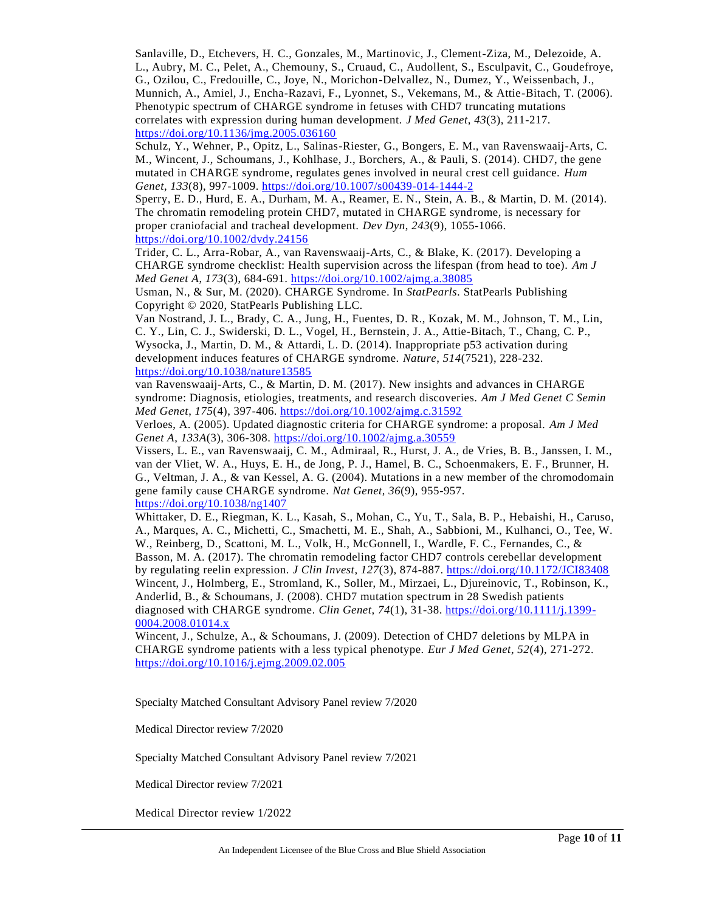Sanlaville, D., Etchevers, H. C., Gonzales, M., Martinovic, J., Clement-Ziza, M., Delezoide, A. L., Aubry, M. C., Pelet, A., Chemouny, S., Cruaud, C., Audollent, S., Esculpavit, C., Goudefroye, G., Ozilou, C., Fredouille, C., Joye, N., Morichon-Delvallez, N., Dumez, Y., Weissenbach, J., Munnich, A., Amiel, J., Encha-Razavi, F., Lyonnet, S., Vekemans, M., & Attie-Bitach, T. (2006). Phenotypic spectrum of CHARGE syndrome in fetuses with CHD7 truncating mutations correlates with expression during human development. *J Med Genet*, *43*(3), 211-217. https://doi.org/10.1136/jmg.2005.036160

Schulz, Y., Wehner, P., Opitz, L., Salinas-Riester, G., Bongers, E. M., van Ravenswaaij-Arts, C. M., Wincent, J., Schoumans, J., Kohlhase, J., Borchers, A., & Pauli, S. (2014). CHD7, the gene mutated in CHARGE syndrome, regulates genes involved in neural crest cell guidance. *Hum Genet*, *133*(8), 997-1009. https://doi.org/10.1007/s00439-014-1444-2

Sperry, E. D., Hurd, E. A., Durham, M. A., Reamer, E. N., Stein, A. B., & Martin, D. M. (2014). The chromatin remodeling protein CHD7, mutated in CHARGE syndrome, is necessary for proper craniofacial and tracheal development. *Dev Dyn*, *243*(9), 1055-1066. https://doi.org/10.1002/dvdy.24156

Trider, C. L., Arra-Robar, A., van Ravenswaaij-Arts, C., & Blake, K. (2017). Developing a CHARGE syndrome checklist: Health supervision across the lifespan (from head to toe). *Am J Med Genet A*, *173*(3), 684-691. https://doi.org/10.1002/ajmg.a.38085

Usman, N., & Sur, M. (2020). CHARGE Syndrome. In *StatPearls*. StatPearls Publishing Copyright © 2020, StatPearls Publishing LLC.

Van Nostrand, J. L., Brady, C. A., Jung, H., Fuentes, D. R., Kozak, M. M., Johnson, T. M., Lin, C. Y., Lin, C. J., Swiderski, D. L., Vogel, H., Bernstein, J. A., Attie-Bitach, T., Chang, C. P., Wysocka, J., Martin, D. M., & Attardi, L. D. (2014). Inappropriate p53 activation during development induces features of CHARGE syndrome. *Nature*, *514*(7521), 228-232. https://doi.org/10.1038/nature13585

van Ravenswaaij-Arts, C., & Martin, D. M. (2017). New insights and advances in CHARGE syndrome: Diagnosis, etiologies, treatments, and research discoveries. *Am J Med Genet C Semin Med Genet*, *175*(4), 397-406. https://doi.org/10.1002/ajmg.c.31592

Verloes, A. (2005). Updated diagnostic criteria for CHARGE syndrome: a proposal. *Am J Med Genet A*, *133A*(3), 306-308. https://doi.org/10.1002/ajmg.a.30559

Vissers, L. E., van Ravenswaaij, C. M., Admiraal, R., Hurst, J. A., de Vries, B. B., Janssen, I. M., van der Vliet, W. A., Huys, E. H., de Jong, P. J., Hamel, B. C., Schoenmakers, E. F., Brunner, H. G., Veltman, J. A., & van Kessel, A. G. (2004). Mutations in a new member of the chromodomain gene family cause CHARGE syndrome. *Nat Genet*, *36*(9), 955-957. https://doi.org/10.1038/ng1407

Whittaker, D. E., Riegman, K. L., Kasah, S., Mohan, C., Yu, T., Sala, B. P., Hebaishi, H., Caruso, A., Marques, A. C., Michetti, C., Smachetti, M. E., Shah, A., Sabbioni, M., Kulhanci, O., Tee, W. W., Reinberg, D., Scattoni, M. L., Volk, H., McGonnell, I., Wardle, F. C., Fernandes, C., & Basson, M. A. (2017). The chromatin remodeling factor CHD7 controls cerebellar development by regulating reelin expression. *J Clin Invest*, *127*(3), 874-887. https://doi.org/10.1172/JCI83408

Wincent, J., Holmberg, E., Stromland, K., Soller, M., Mirzaei, L., Djureinovic, T., Robinson, K., Anderlid, B., & Schoumans, J. (2008). CHD7 mutation spectrum in 28 Swedish patients diagnosed with CHARGE syndrome. *Clin Genet*, *74*(1), 31-38. https://doi.org/10.1111/j.1399-0004.2008.01014.x

Wincent, J., Schulze, A., & Schoumans, J. (2009). Detection of CHD7 deletions by MLPA in CHARGE syndrome patients with a less typical phenotype. *Eur J Med Genet*, *52*(4), 271-272. https://doi.org/10.1016/j.ejmg.2009.02.005

Specialty Matched Consultant Advisory Panel review 7/2020

Medical Director review 7/2020

Specialty Matched Consultant Advisory Panel review 7/2021

Medical Director review 7/2021

Medical Director review 1/2022

An Independent Licensee of the Blue Cross and Blue Shield Association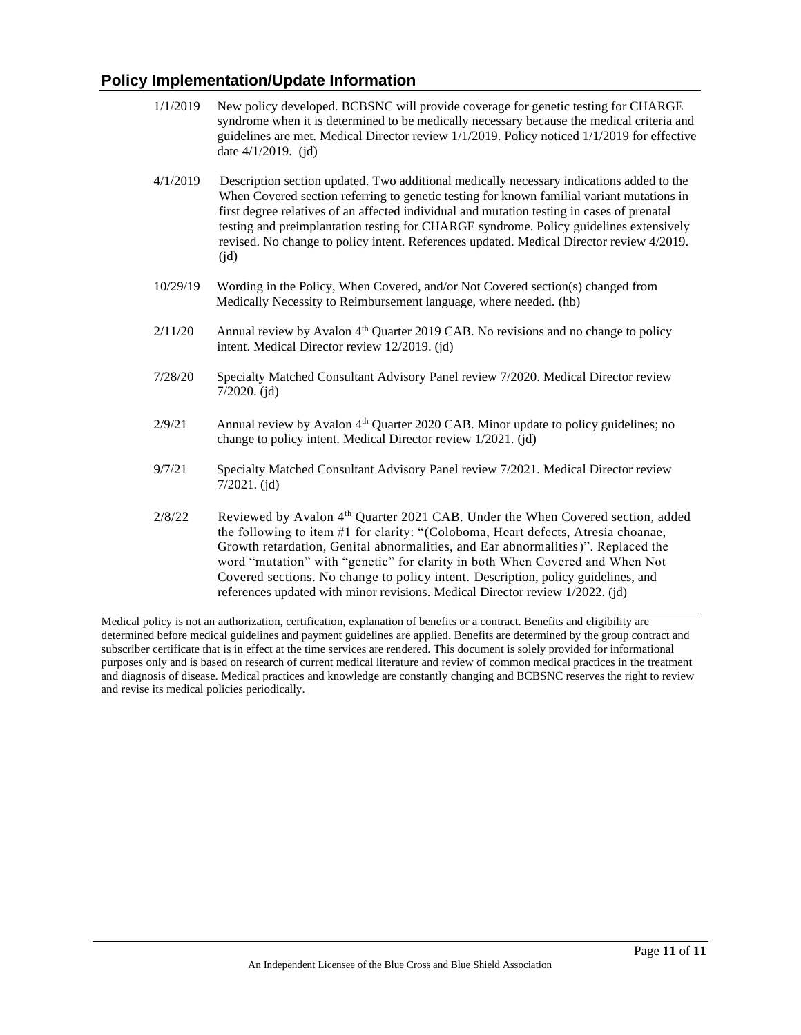## Policy Implementation/Update Information

| | |
|---|---|
| 1/1/2019 | New policy developed. BCBSNC will provide coverage for genetic testing for CHARGE syndrome when it is determined to be medically necessary because the medical criteria and guidelines are met. Medical Director review 1/1/2019. Policy noticed 1/1/2019 for effective date 4/1/2019. (jd) |
| 4/1/2019 | Description section updated. Two additional medically necessary indications added to the When Covered section referring to genetic testing for known familial variant mutations in first degree relatives of an affected individual and mutation testing in cases of prenatal testing and preimplantation testing for CHARGE syndrome. Policy guidelines extensively revised. No change to policy intent. References updated. Medical Director review 4/2019. (jd) |
| 10/29/19 | Wording in the Policy, When Covered, and/or Not Covered section(s) changed from Medically Necessity to Reimbursement language, where needed. (hb) |
| 2/11/20 | Annual review by Avalon 4th Quarter 2019 CAB. No revisions and no change to policy intent. Medical Director review 12/2019. (jd) |
| 7/28/20 | Specialty Matched Consultant Advisory Panel review 7/2020. Medical Director review 7/2020. (jd) |
| 2/9/21 | Annual review by Avalon 4th Quarter 2020 CAB. Minor update to policy guidelines; no change to policy intent. Medical Director review 1/2021. (jd) |
| 9/7/21 | Specialty Matched Consultant Advisory Panel review 7/2021. Medical Director review 7/2021. (jd) |
| 2/8/22 | Reviewed by Avalon 4th Quarter 2021 CAB. Under the When Covered section, added the following to item #1 for clarity: "(Coloboma, Heart defects, Atresia choanae, Growth retardation, Genital abnormalities, and Ear abnormalities)". Replaced the word "mutation" with "genetic" for clarity in both When Covered and When Not Covered sections. No change to policy intent. Description, policy guidelines, and references updated with minor revisions. Medical Director review 1/2022. (jd) |

Medical policy is not an authorization, certification, explanation of benefits or a contract. Benefits and eligibility are determined before medical guidelines and payment guidelines are applied. Benefits are determined by the group contract and subscriber certificate that is in effect at the time services are rendered. This document is solely provided for informational purposes only and is based on research of current medical literature and review of common medical practices in the treatment and diagnosis of disease. Medical practices and knowledge are constantly changing and BCBSNC reserves the right to review and revise its medical policies periodically.